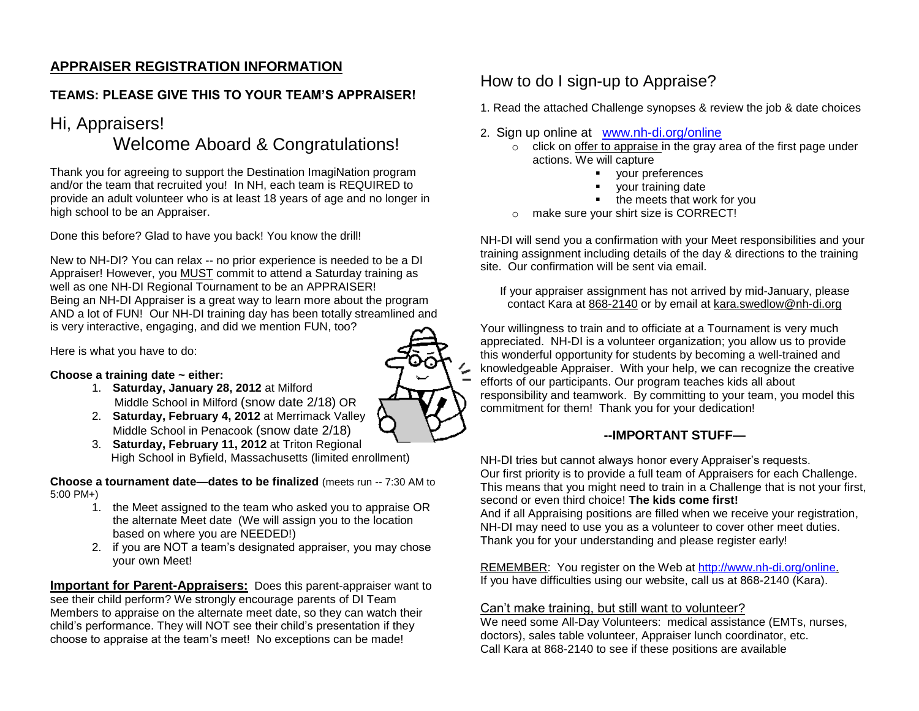## APPRAISER REGISTRATION INFORMATION

### TEAMS: PLEASE GIVE THIS TO YOUR TEAM'S APPRAISER!

# Hi, Appraisers!
# Welcome Aboard & Congratulations!

Thank you for agreeing to support the Destination ImagiNation program and/or the team that recruited you! In NH, each team is REQUIRED to provide an adult volunteer who is at least 18 years of age and no longer in high school to be an Appraiser.

Done this before? Glad to have you back! You know the drill!

New to NH-DI? You can relax -- no prior experience is needed to be a DI Appraiser! However, you MUST commit to attend a Saturday training as well as one NH-DI Regional Tournament to be an APPRAISER! Being an NH-DI Appraiser is a great way to learn more about the program AND a lot of FUN! Our NH-DI training day has been totally streamlined and is very interactive, engaging, and did we mention FUN, too?

Here is what you have to do:

**Choose a training date ~ either:**

1. **Saturday, January 28, 2012** at Milford Middle School in Milford (snow date 2/18) OR
2. **Saturday, February 4, 2012** at Merrimack Valley Middle School in Penacook (snow date 2/18)
3. **Saturday, February 11, 2012** at Triton Regional High School in Byfield, Massachusetts (limited enrollment)

**Choose a tournament date—dates to be finalized** (meets run -- 7:30 AM to 5:00 PM+)

1. the Meet assigned to the team who asked you to appraise OR the alternate Meet date (We will assign you to the location based on where you are NEEDED!)
2. if you are NOT a team's designated appraiser, you may chose your own Meet!

**Important for Parent-Appraisers:** Does this parent-appraiser want to see their child perform? We strongly encourage parents of DI Team Members to appraise on the alternate meet date, so they can watch their child's performance. They will NOT see their child's presentation if they choose to appraise at the team's meet! No exceptions can be made!

## How to do I sign-up to Appraise?

1. Read the attached Challenge synopses & review the job & date choices
2. Sign up online at www.nh-di.org/online
   - click on offer to appraise in the gray area of the first page under actions. We will capture
     - your preferences
     - your training date
     - the meets that work for you
   - make sure your shirt size is CORRECT!

NH-DI will send you a confirmation with your Meet responsibilities and your training assignment including details of the day & directions to the training site. Our confirmation will be sent via email.

If your appraiser assignment has not arrived by mid-January, please contact Kara at 868-2140 or by email at kara.swedlow@nh-di.org

Your willingness to train and to officiate at a Tournament is very much appreciated. NH-DI is a volunteer organization; you allow us to provide this wonderful opportunity for students by becoming a well-trained and knowledgeable Appraiser. With your help, we can recognize the creative efforts of our participants. Our program teaches kids all about responsibility and teamwork. By committing to your team, you model this commitment for them! Thank you for your dedication!

### --IMPORTANT STUFF—

NH-DI tries but cannot always honor every Appraiser's requests.
Our first priority is to provide a full team of Appraisers for each Challenge. This means that you might need to train in a Challenge that is not your first, second or even third choice! **The kids come first!**
And if all Appraising positions are filled when we receive your registration, NH-DI may need to use you as a volunteer to cover other meet duties. Thank you for your understanding and please register early!

REMEMBER: You register on the Web at http://www.nh-di.org/online.
If you have difficulties using our website, call us at 868-2140 (Kara).

### Can't make training, but still want to volunteer?

We need some All-Day Volunteers: medical assistance (EMTs, nurses, doctors), sales table volunteer, Appraiser lunch coordinator, etc.
Call Kara at 868-2140 to see if these positions are available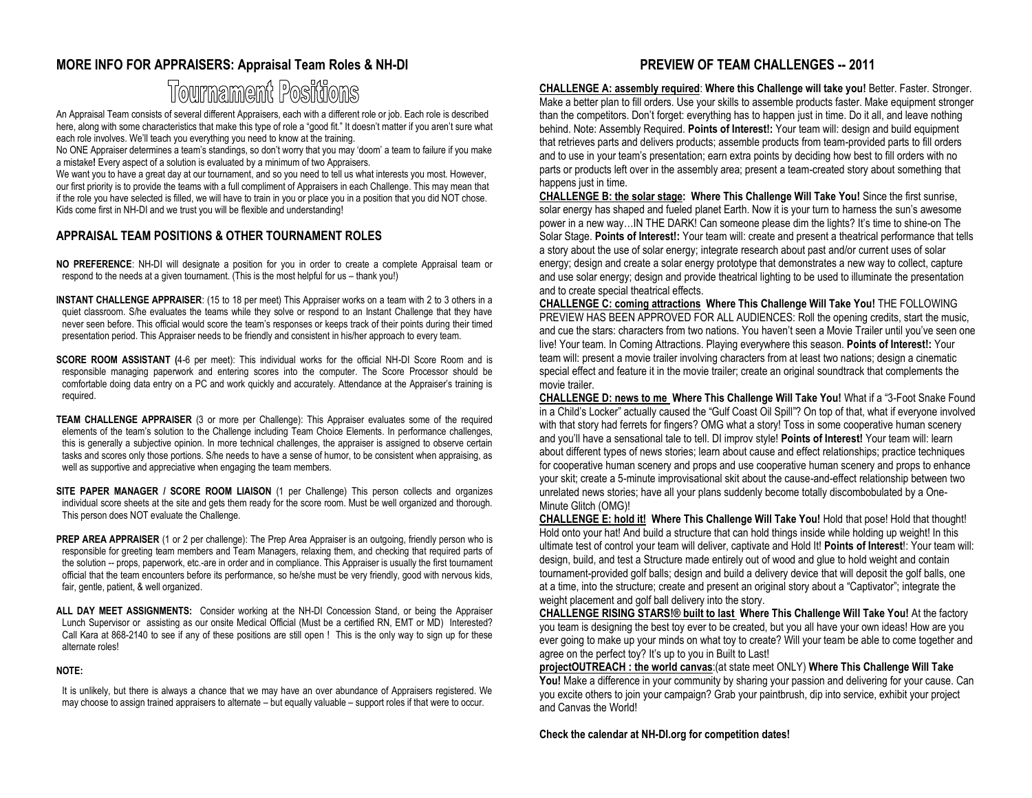## MORE INFO FOR APPRAISERS: Appraisal Team Roles & NH-DI

# Tournament Positions

An Appraisal Team consists of several different Appraisers, each with a different role or job. Each role is described here, along with some characteristics that make this type of role a "good fit." It doesn't matter if you aren't sure what each role involves. We'll teach you everything you need to know at the training.

No ONE Appraiser determines a team's standings, so don't worry that you may 'doom' a team to failure if you make a mistake**!** Every aspect of a solution is evaluated by a minimum of two Appraisers.

We want you to have a great day at our tournament, and so you need to tell us what interests you most. However, our first priority is to provide the teams with a full compliment of Appraisers in each Challenge. This may mean that if the role you have selected is filled, we will have to train in you or place you in a position that you did NOT chose. Kids come first in NH-DI and we trust you will be flexible and understanding!

## APPRAISAL TEAM POSITIONS & OTHER TOURNAMENT ROLES

**NO PREFERENCE**: NH-DI will designate a position for you in order to create a complete Appraisal team or respond to the needs at a given tournament. (This is the most helpful for us – thank you!)

**INSTANT CHALLENGE APPRAISER**: (15 to 18 per meet) This Appraiser works on a team with 2 to 3 others in a quiet classroom. S/he evaluates the teams while they solve or respond to an Instant Challenge that they have never seen before. This official would score the team's responses or keeps track of their points during their timed presentation period. This Appraiser needs to be friendly and consistent in his/her approach to every team.

**SCORE ROOM ASSISTANT (**4-6 per meet): This individual works for the official NH-DI Score Room and is responsible managing paperwork and entering scores into the computer. The Score Processor should be comfortable doing data entry on a PC and work quickly and accurately. Attendance at the Appraiser's training is required.

**TEAM CHALLENGE APPRAISER** (3 or more per Challenge): This Appraiser evaluates some of the required elements of the team's solution to the Challenge including Team Choice Elements. In performance challenges, this is generally a subjective opinion. In more technical challenges, the appraiser is assigned to observe certain tasks and scores only those portions. S/he needs to have a sense of humor, to be consistent when appraising, as well as supportive and appreciative when engaging the team members.

**SITE PAPER MANAGER / SCORE ROOM LIAISON** (1 per Challenge) This person collects and organizes individual score sheets at the site and gets them ready for the score room. Must be well organized and thorough. This person does NOT evaluate the Challenge.

**PREP AREA APPRAISER** (1 or 2 per challenge): The Prep Area Appraiser is an outgoing, friendly person who is responsible for greeting team members and Team Managers, relaxing them, and checking that required parts of the solution -- props, paperwork, etc.-are in order and in compliance. This Appraiser is usually the first tournament official that the team encounters before its performance, so he/she must be very friendly, good with nervous kids, fair, gentle, patient, & well organized.

**ALL DAY MEET ASSIGNMENTS:** Consider working at the NH-DI Concession Stand, or being the Appraiser Lunch Supervisor or assisting as our onsite Medical Official (Must be a certified RN, EMT or MD) Interested? Call Kara at 868-2140 to see if any of these positions are still open ! This is the only way to sign up for these alternate roles!

**NOTE:**

It is unlikely, but there is always a chance that we may have an over abundance of Appraisers registered. We may choose to assign trained appraisers to alternate – but equally valuable – support roles if that were to occur.

## PREVIEW OF TEAM CHALLENGES -- 2011

**CHALLENGE A: assembly required**: **Where this Challenge will take you!** Better. Faster. Stronger. Make a better plan to fill orders. Use your skills to assemble products faster. Make equipment stronger than the competitors. Don't forget: everything has to happen just in time. Do it all, and leave nothing behind. Note: Assembly Required. **Points of Interest!:** Your team will: design and build equipment that retrieves parts and delivers products; assemble products from team-provided parts to fill orders and to use in your team's presentation; earn extra points by deciding how best to fill orders with no parts or products left over in the assembly area; present a team-created story about something that happens just in time.

**CHALLENGE B: the solar stage: Where This Challenge Will Take You!** Since the first sunrise, solar energy has shaped and fueled planet Earth. Now it is your turn to harness the sun's awesome power in a new way…IN THE DARK! Can someone please dim the lights? It's time to shine-on The Solar Stage. **Points of Interest!:** Your team will: create and present a theatrical performance that tells a story about the use of solar energy; integrate research about past and/or current uses of solar energy; design and create a solar energy prototype that demonstrates a new way to collect, capture and use solar energy; design and provide theatrical lighting to be used to illuminate the presentation and to create special theatrical effects.

**CHALLENGE C: coming attractions Where This Challenge Will Take You!** THE FOLLOWING PREVIEW HAS BEEN APPROVED FOR ALL AUDIENCES: Roll the opening credits, start the music, and cue the stars: characters from two nations. You haven't seen a Movie Trailer until you've seen one live! Your team. In Coming Attractions. Playing everywhere this season. **Points of Interest!:** Your team will: present a movie trailer involving characters from at least two nations; design a cinematic special effect and feature it in the movie trailer; create an original soundtrack that complements the movie trailer.

**CHALLENGE D: news to me Where This Challenge Will Take You!** What if a "3-Foot Snake Found in a Child's Locker" actually caused the "Gulf Coast Oil Spill"? On top of that, what if everyone involved with that story had ferrets for fingers? OMG what a story! Toss in some cooperative human scenery and you'll have a sensational tale to tell. DI improv style! **Points of Interest!** Your team will: learn about different types of news stories; learn about cause and effect relationships; practice techniques for cooperative human scenery and props and use cooperative human scenery and props to enhance your skit; create a 5-minute improvisational skit about the cause-and-effect relationship between two unrelated news stories; have all your plans suddenly become totally discombobulated by a One-Minute Glitch (OMG)!

**CHALLENGE E: hold it! Where This Challenge Will Take You!** Hold that pose! Hold that thought! Hold onto your hat! And build a structure that can hold things inside while holding up weight! In this ultimate test of control your team will deliver, captivate and Hold It! **Points of Interest**!: Your team will: design, build, and test a Structure made entirely out of wood and glue to hold weight and contain tournament-provided golf balls; design and build a delivery device that will deposit the golf balls, one at a time, into the structure; create and present an original story about a "Captivator"; integrate the weight placement and golf ball delivery into the story.

**CHALLENGE RISING STARS!® built to last Where This Challenge Will Take You!** At the factory you team is designing the best toy ever to be created, but you all have your own ideas! How are you ever going to make up your minds on what toy to create? Will your team be able to come together and agree on the perfect toy? It's up to you in Built to Last!

**projectOUTREACH : the world canvas**:(at state meet ONLY) **Where This Challenge Will Take You!** Make a difference in your community by sharing your passion and delivering for your cause. Can you excite others to join your campaign? Grab your paintbrush, dip into service, exhibit your project and Canvas the World!

**Check the calendar at NH-DI.org for competition dates!**